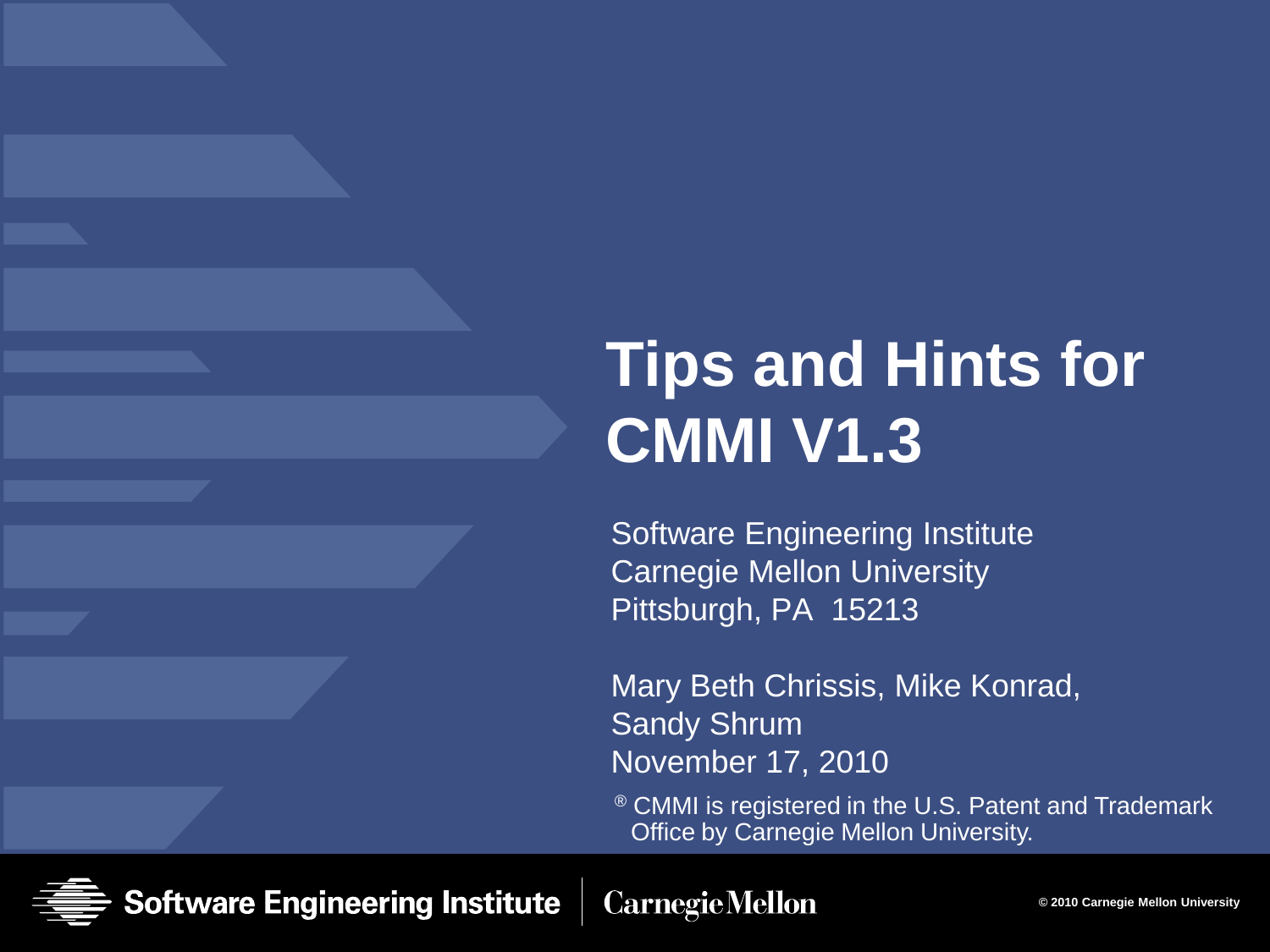# Tips and Hints for CMMI V1.3

Software Engineering Institute
Carnegie Mellon University
Pittsburgh, PA 15213

Mary Beth Chrissis, Mike Konrad, Sandy Shrum
November 17, 2010

® CMMI is registered in the U.S. Patent and Trademark Office by Carnegie Mellon University.

© 2010 Carnegie Mellon University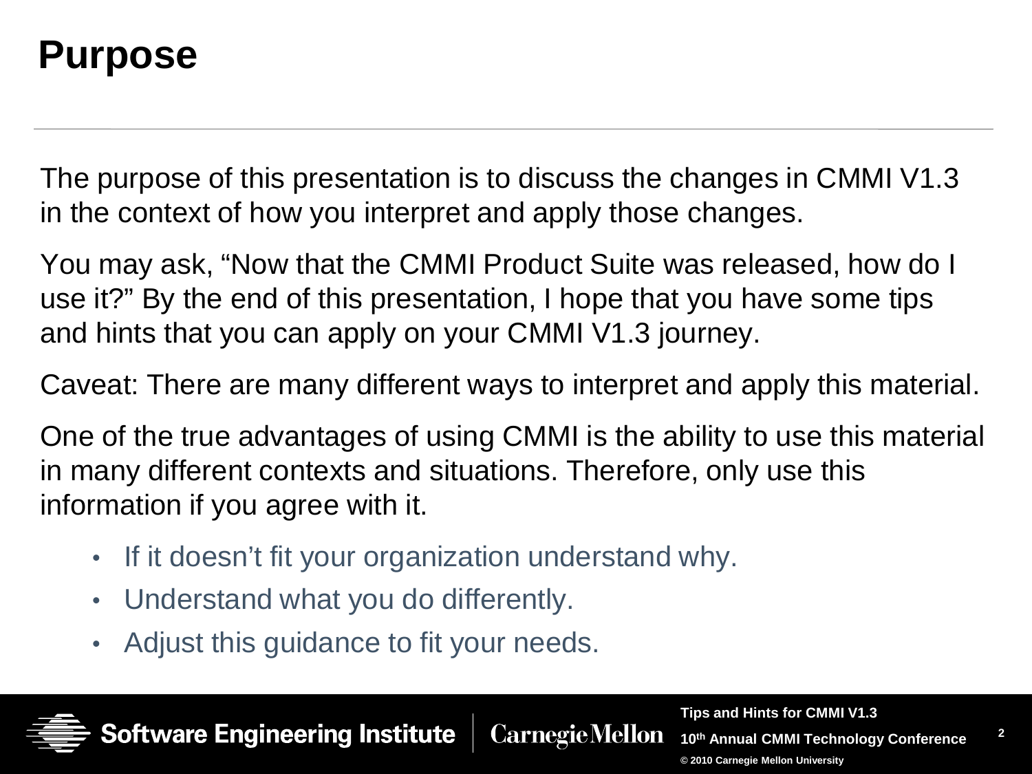# Purpose

The purpose of this presentation is to discuss the changes in CMMI V1.3 in the context of how you interpret and apply those changes.

You may ask, "Now that the CMMI Product Suite was released, how do I use it?" By the end of this presentation, I hope that you have some tips and hints that you can apply on your CMMI V1.3 journey.

Caveat: There are many different ways to interpret and apply this material.

One of the true advantages of using CMMI is the ability to use this material in many different contexts and situations. Therefore, only use this information if you agree with it.

- If it doesn't fit your organization understand why.
- Understand what you do differently.
- Adjust this guidance to fit your needs.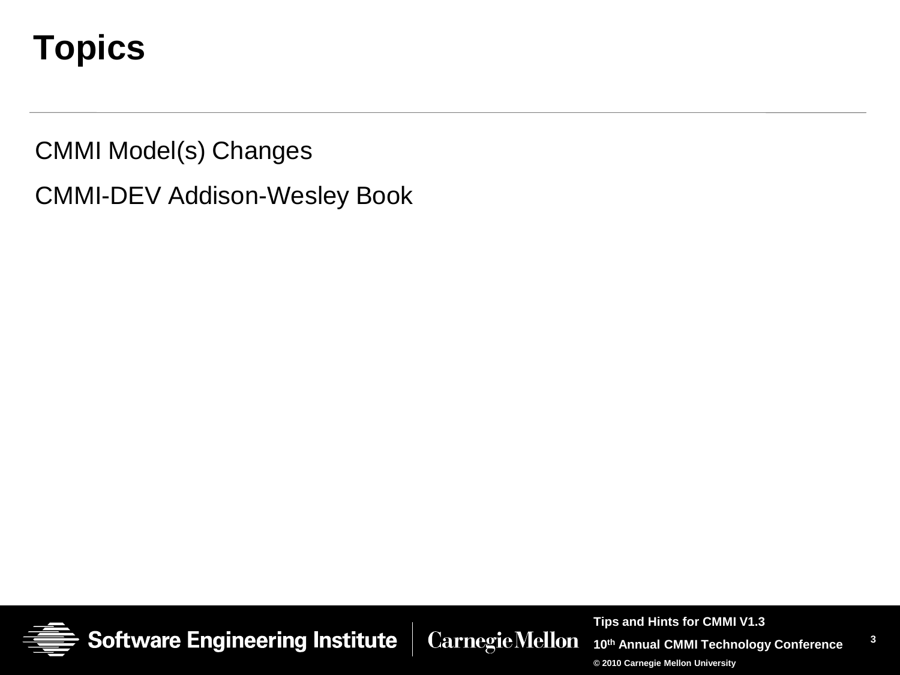# Topics

CMMI Model(s) Changes

CMMI-DEV Addison-Wesley Book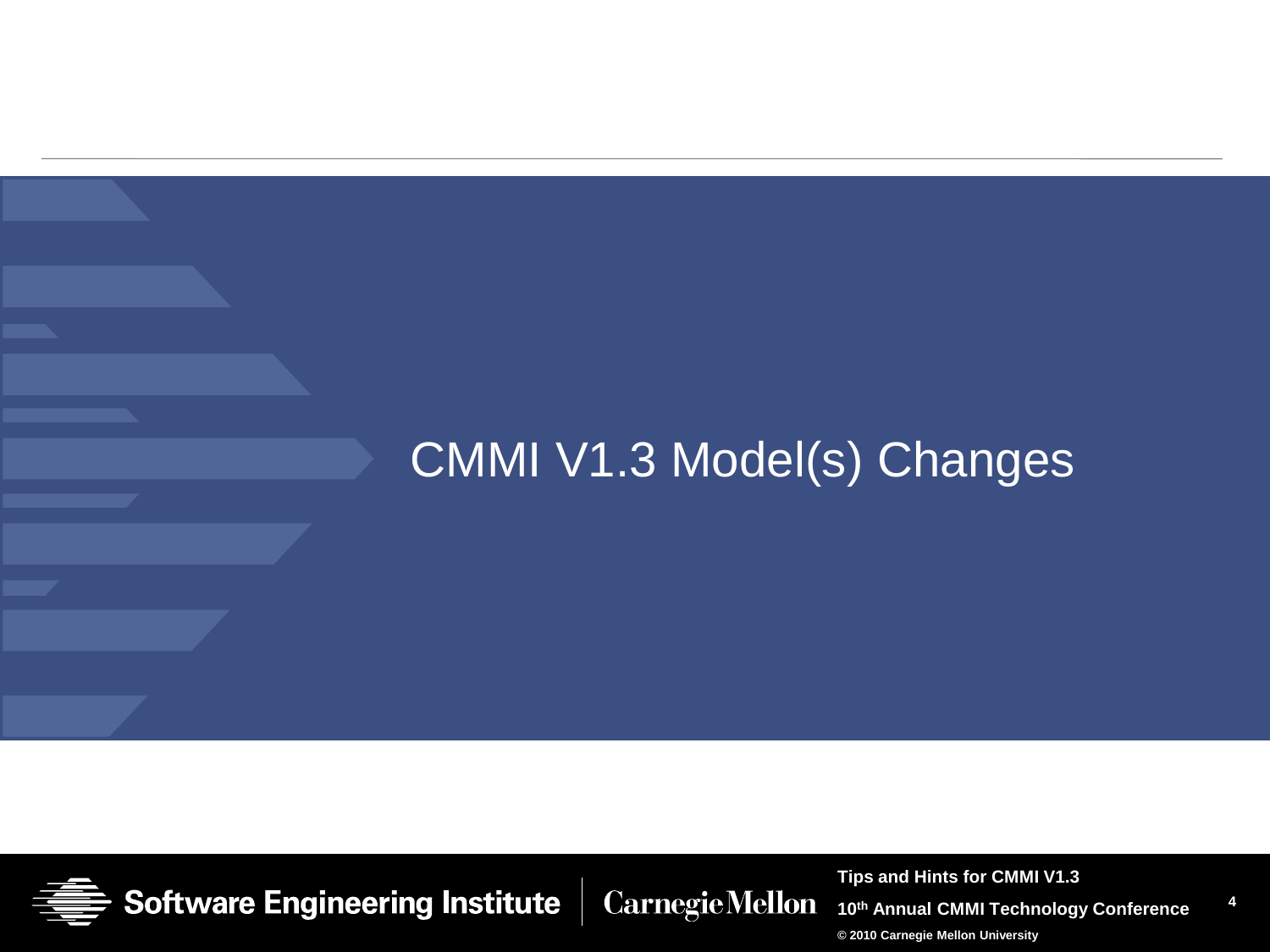# CMMI V1.3 Model(s) Changes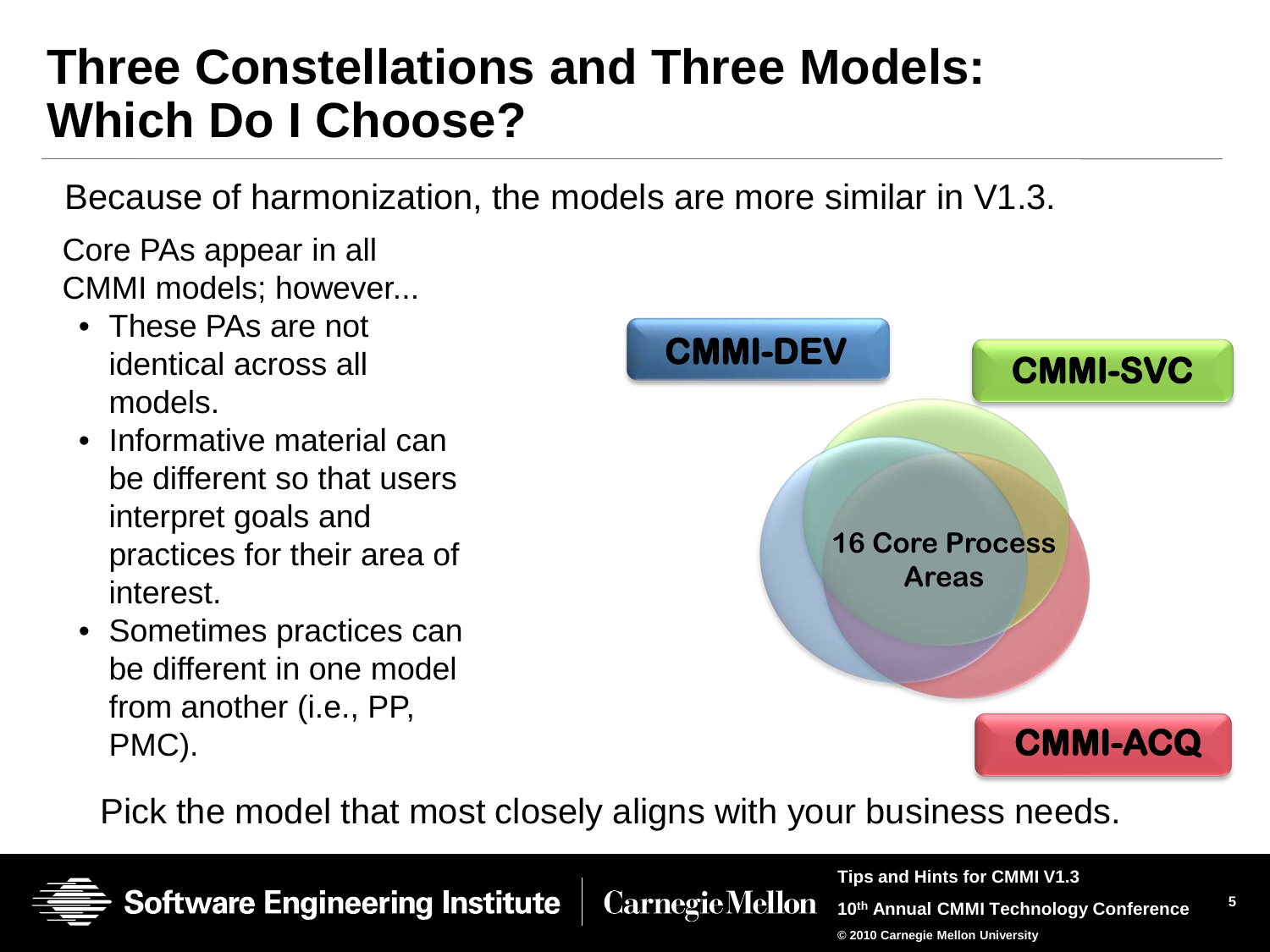# Three Constellations and Three Models: Which Do I Choose?

Because of harmonization, the models are more similar in V1.3.

Core PAs appear in all CMMI models; however...

- These PAs are not identical across all models.
- Informative material can be different so that users interpret goals and practices for their area of interest.
- Sometimes practices can be different in one model from another (i.e., PP, PMC).

CMMI-DEV

CMMI-SVC

16 Core Process Areas

CMMI-ACQ

Pick the model that most closely aligns with your business needs.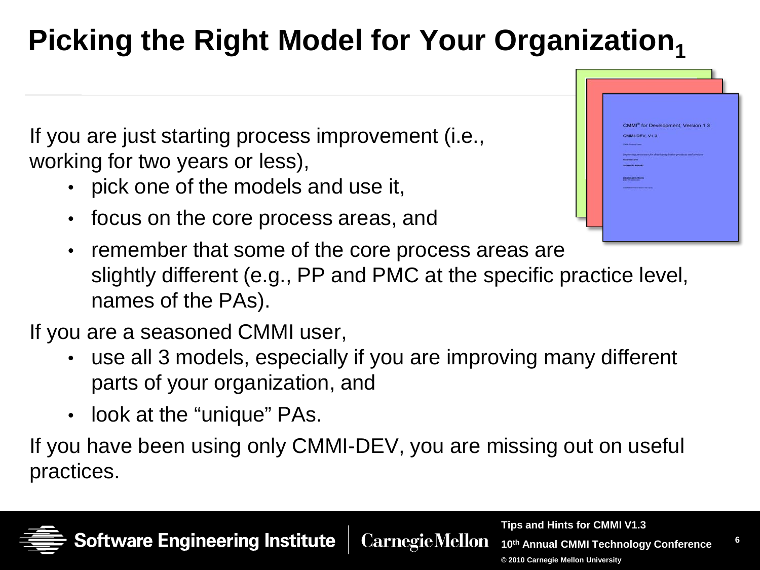# Picking the Right Model for Your Organization$_1$

If you are just starting process improvement (i.e., working for two years or less),

- pick one of the models and use it,
- focus on the core process areas, and
- remember that some of the core process areas are slightly different (e.g., PP and PMC at the specific practice level, names of the PAs).

If you are a seasoned CMMI user,

- use all 3 models, especially if you are improving many different parts of your organization, and
- look at the "unique" PAs.

If you have been using only CMMI-DEV, you are missing out on useful practices.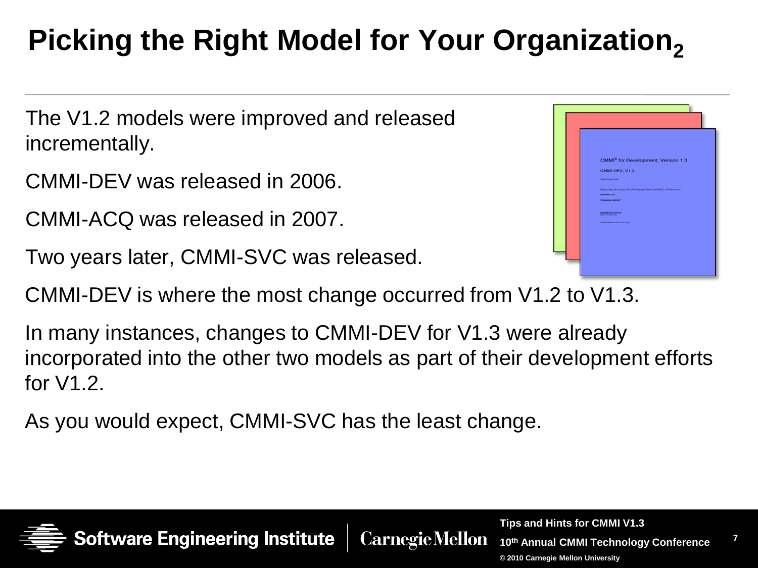# Picking the Right Model for Your Organization$_2$

The V1.2 models were improved and released incrementally.

CMMI-DEV was released in 2006.

CMMI-ACQ was released in 2007.

Two years later, CMMI-SVC was released.

CMMI-DEV is where the most change occurred from V1.2 to V1.3.

In many instances, changes to CMMI-DEV for V1.3 were already incorporated into the other two models as part of their development efforts for V1.2.

As you would expect, CMMI-SVC has the least change.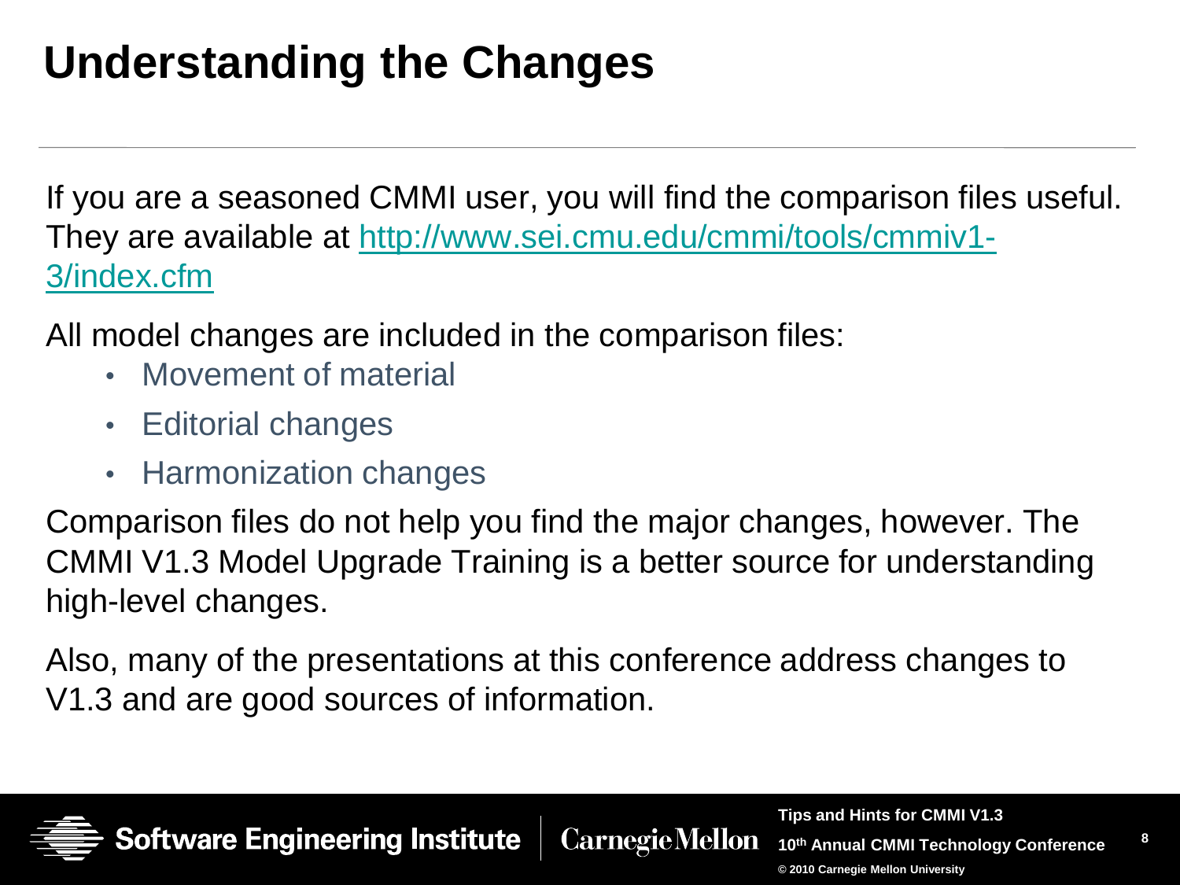# Understanding the Changes

If you are a seasoned CMMI user, you will find the comparison files useful. They are available at http://www.sei.cmu.edu/cmmi/tools/cmmiv1-3/index.cfm

All model changes are included in the comparison files:

- Movement of material
- Editorial changes
- Harmonization changes

Comparison files do not help you find the major changes, however. The CMMI V1.3 Model Upgrade Training is a better source for understanding high-level changes.

Also, many of the presentations at this conference address changes to V1.3 and are good sources of information.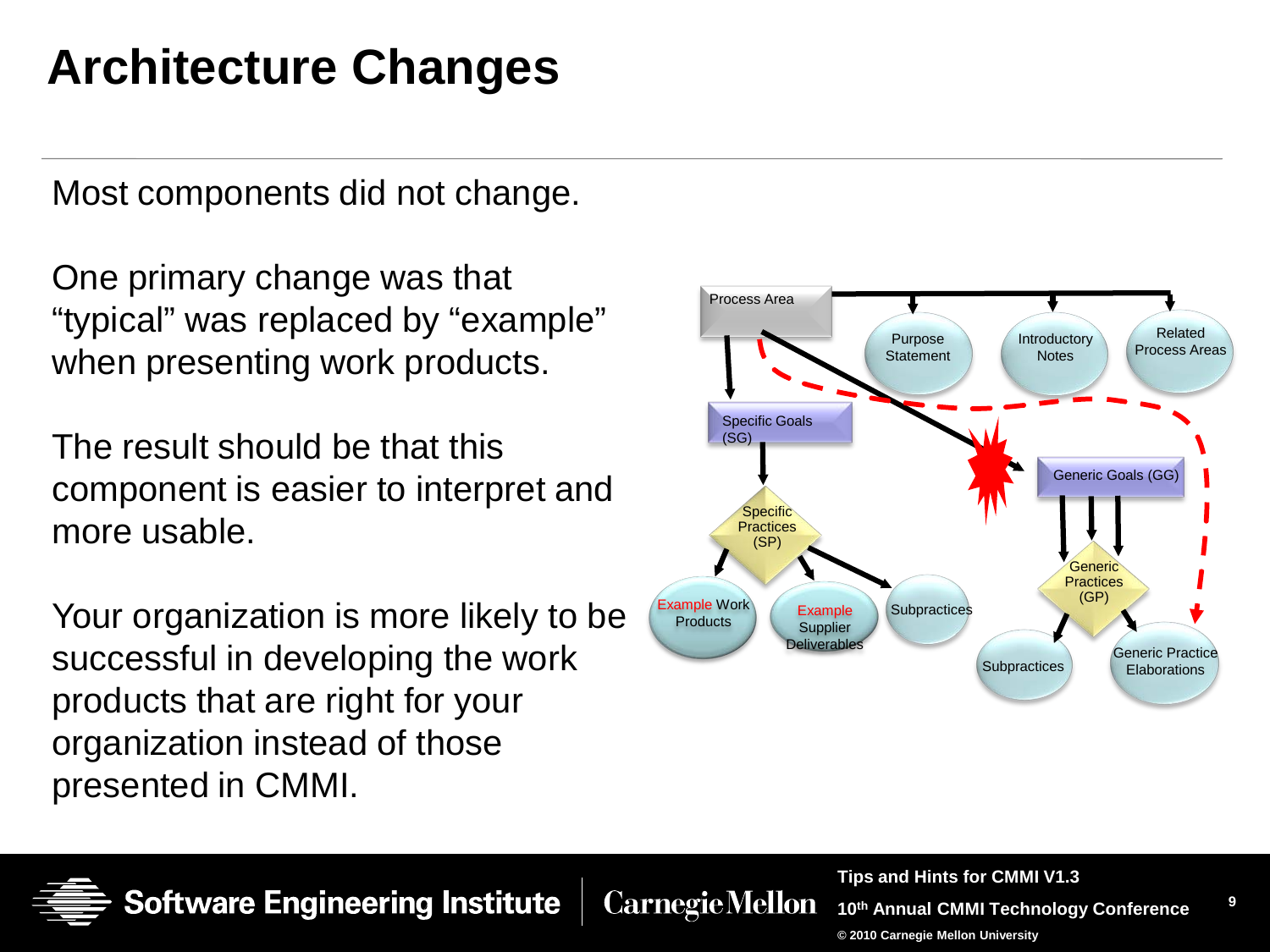# Architecture Changes

Most components did not change.

One primary change was that "typical" was replaced by "example" when presenting work products.

The result should be that this component is easier to interpret and more usable.

Your organization is more likely to be successful in developing the work products that are right for your organization instead of those presented in CMMI.

Process Area

Purpose Statement

Introductory Notes

Related Process Areas

Specific Goals (SG)

Generic Goals (GG)

Specific Practices (SP)

Generic Practices (GP)

Example Work Products

Example Supplier Deliverables

Subpractices

Subpractices

Generic Practice Elaborations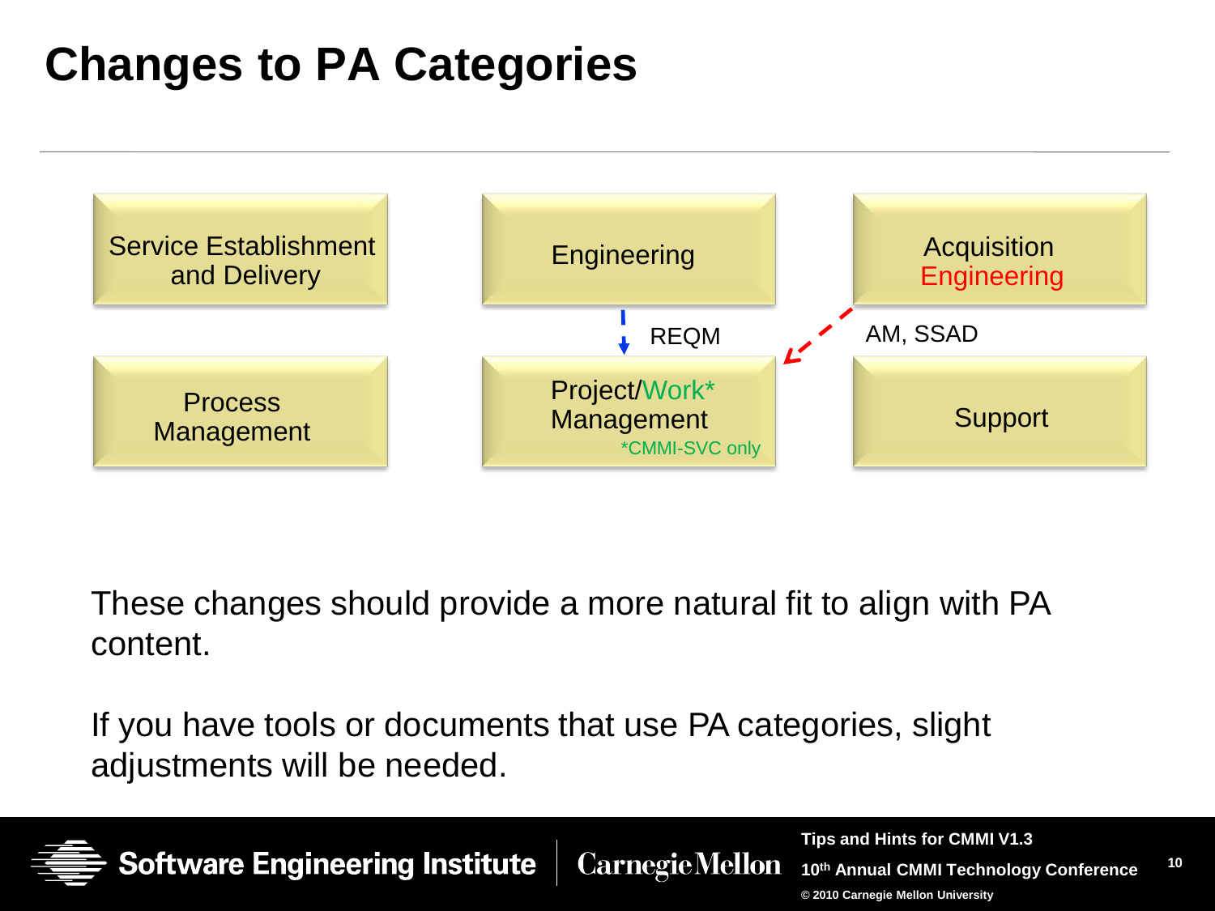# Changes to PA Categories

Service Establishment and Delivery

Engineering

Acquisition Engineering

REQM

AM, SSAD

Process Management

Project/Work* Management
*CMMI-SVC only

Support

These changes should provide a more natural fit to align with PA content.

If you have tools or documents that use PA categories, slight adjustments will be needed.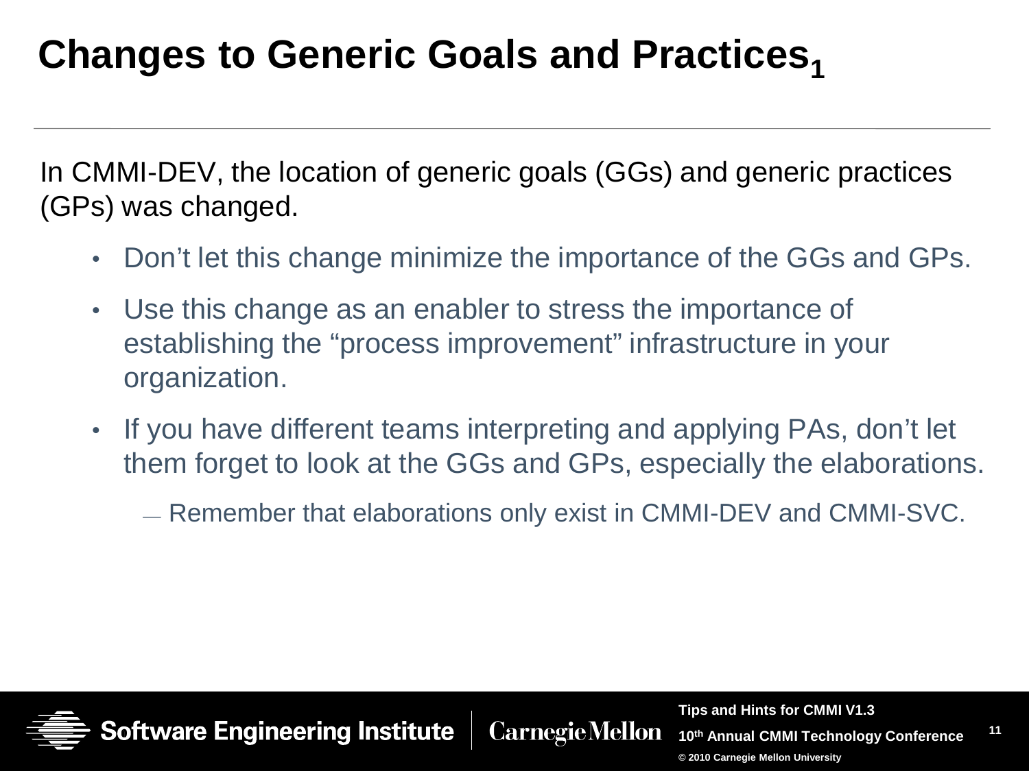# Changes to Generic Goals and Practices[1]

In CMMI-DEV, the location of generic goals (GGs) and generic practices (GPs) was changed.

- Don’t let this change minimize the importance of the GGs and GPs.
- Use this change as an enabler to stress the importance of establishing the “process improvement” infrastructure in your organization.
- If you have different teams interpreting and applying PAs, don’t let them forget to look at the GGs and GPs, especially the elaborations.
  - Remember that elaborations only exist in CMMI-DEV and CMMI-SVC.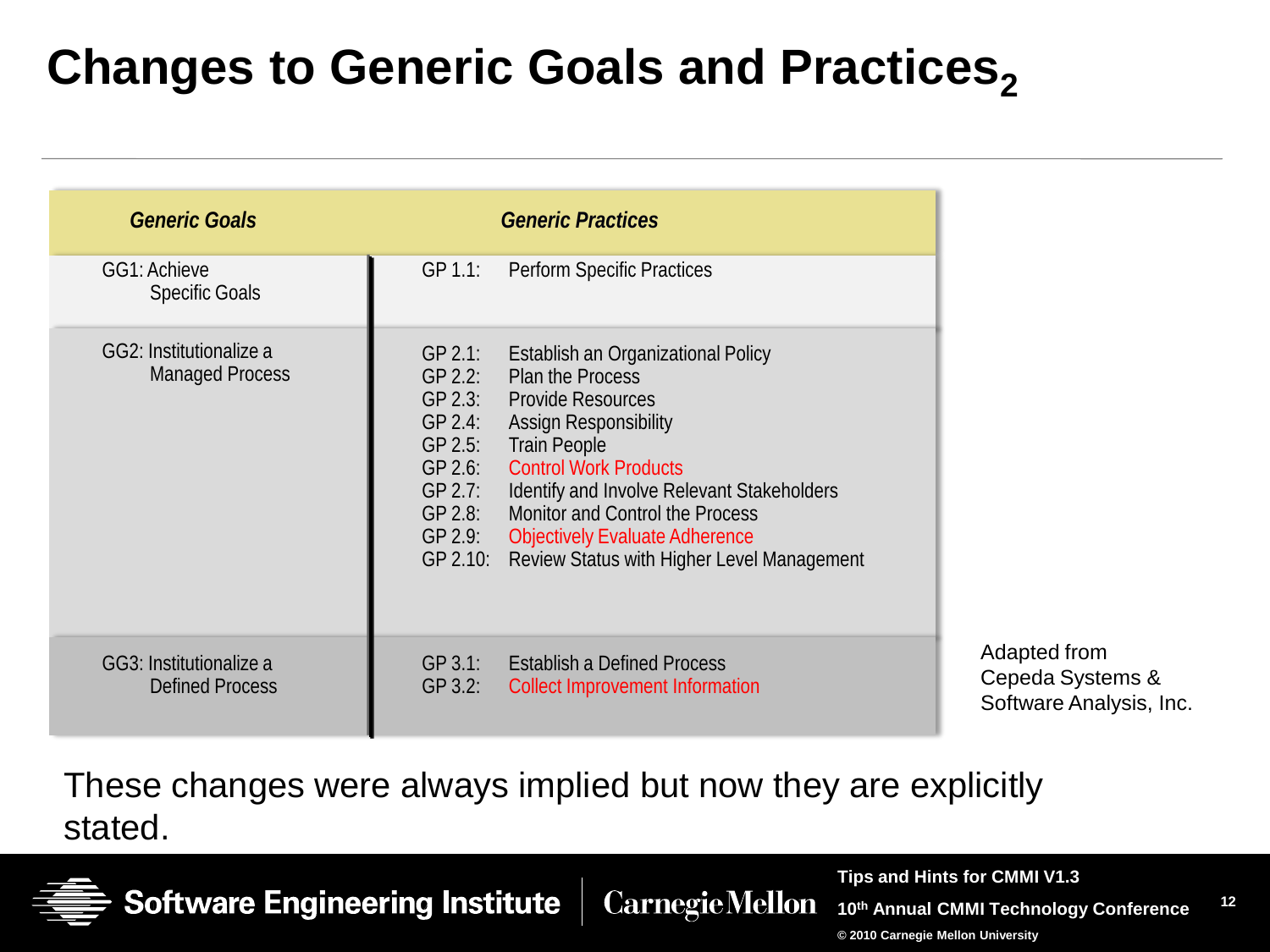# Changes to Generic Goals and Practices$_2$

| *Generic Goals* | *Generic Practices* |
|---|---|
| GG1: Achieve Specific Goals | GP 1.1: Perform Specific Practices |
| GG2: Institutionalize a Managed Process | GP 2.1: Establish an Organizational Policy<br>GP 2.2: Plan the Process<br>GP 2.3: Provide Resources<br>GP 2.4: Assign Responsibility<br>GP 2.5: Train People<br>GP 2.6: Control Work Products<br>GP 2.7: Identify and Involve Relevant Stakeholders<br>GP 2.8: Monitor and Control the Process<br>GP 2.9: Objectively Evaluate Adherence<br>GP 2.10: Review Status with Higher Level Management |
| GG3: Institutionalize a Defined Process | GP 3.1: Establish a Defined Process<br>GP 3.2: Collect Improvement Information |

Adapted from Cepeda Systems & Software Analysis, Inc.

These changes were always implied but now they are explicitly stated.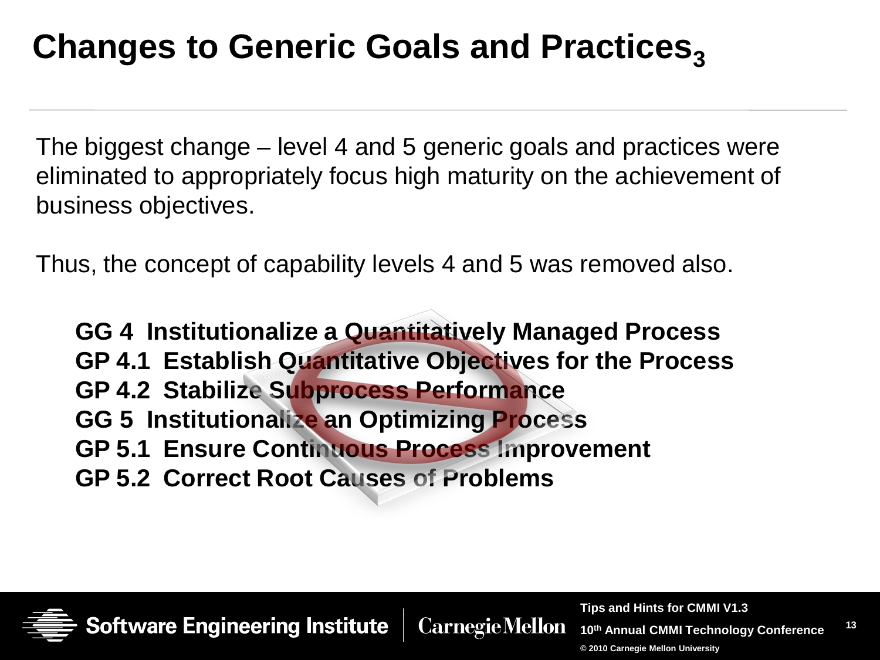# Changes to Generic Goals and Practices$_3$

The biggest change – level 4 and 5 generic goals and practices were eliminated to appropriately focus high maturity on the achievement of business objectives.

Thus, the concept of capability levels 4 and 5 was removed also.

**GG 4 Institutionalize a Quantitatively Managed Process**
**GP 4.1 Establish Quantitative Objectives for the Process**
**GP 4.2 Stabilize Subprocess Performance**
**GG 5 Institutionalize an Optimizing Process**
**GP 5.1 Ensure Continuous Process Improvement**
**GP 5.2 Correct Root Causes of Problems**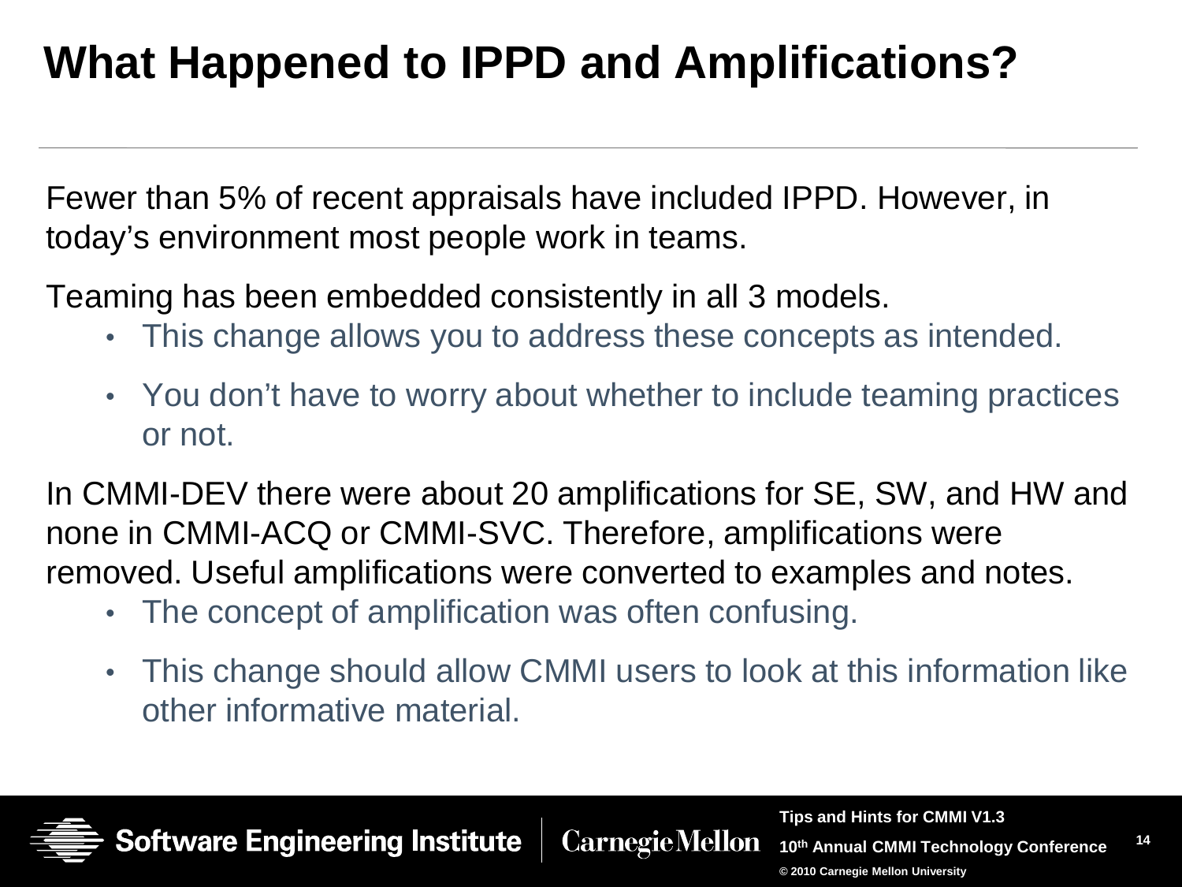# What Happened to IPPD and Amplifications?

Fewer than 5% of recent appraisals have included IPPD. However, in today's environment most people work in teams.

Teaming has been embedded consistently in all 3 models.

- This change allows you to address these concepts as intended.
- You don't have to worry about whether to include teaming practices or not.

In CMMI-DEV there were about 20 amplifications for SE, SW, and HW and none in CMMI-ACQ or CMMI-SVC. Therefore, amplifications were removed. Useful amplifications were converted to examples and notes.

- The concept of amplification was often confusing.
- This change should allow CMMI users to look at this information like other informative material.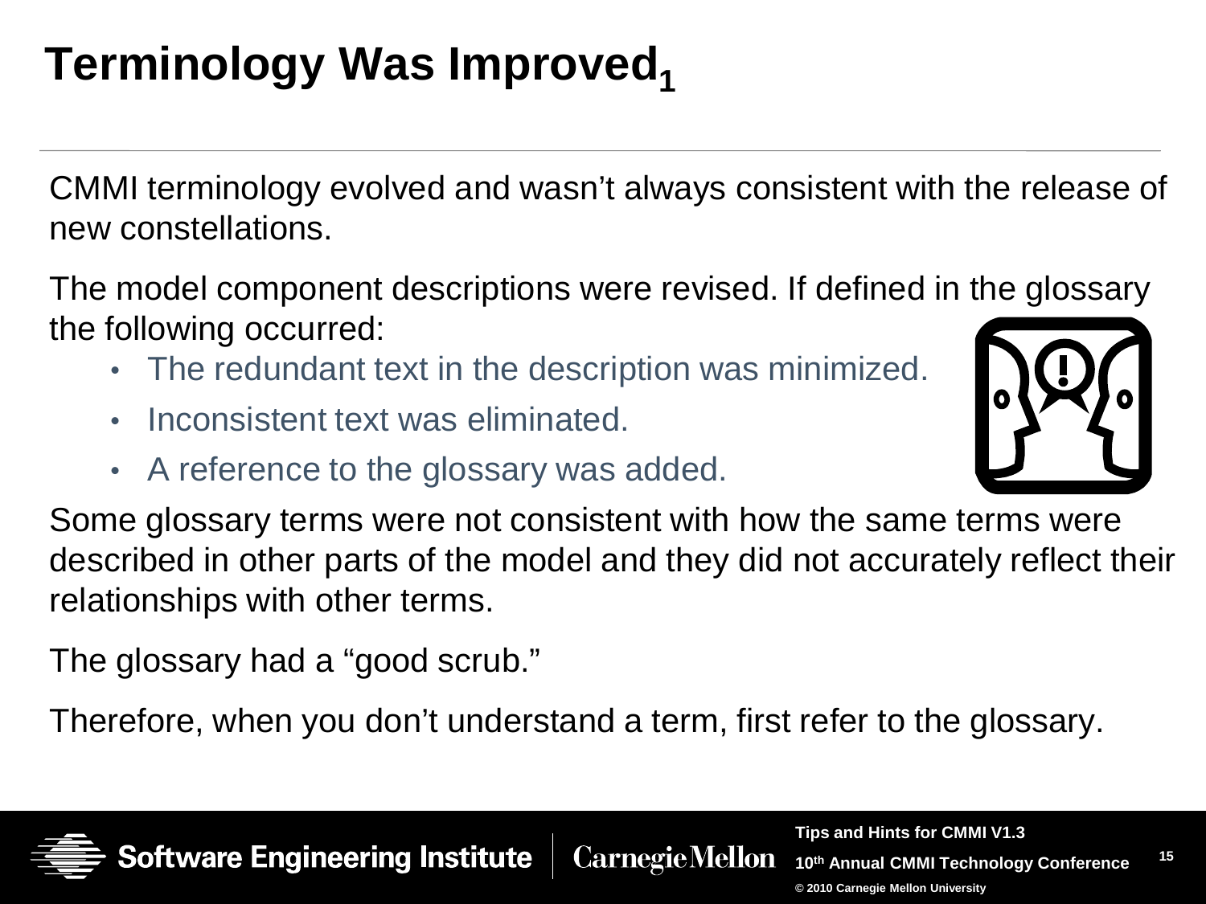# Terminology Was Improved$_1$

CMMI terminology evolved and wasn't always consistent with the release of new constellations.

The model component descriptions were revised. If defined in the glossary the following occurred:

- The redundant text in the description was minimized.
- Inconsistent text was eliminated.
- A reference to the glossary was added.

Some glossary terms were not consistent with how the same terms were described in other parts of the model and they did not accurately reflect their relationships with other terms.

The glossary had a "good scrub."

Therefore, when you don't understand a term, first refer to the glossary.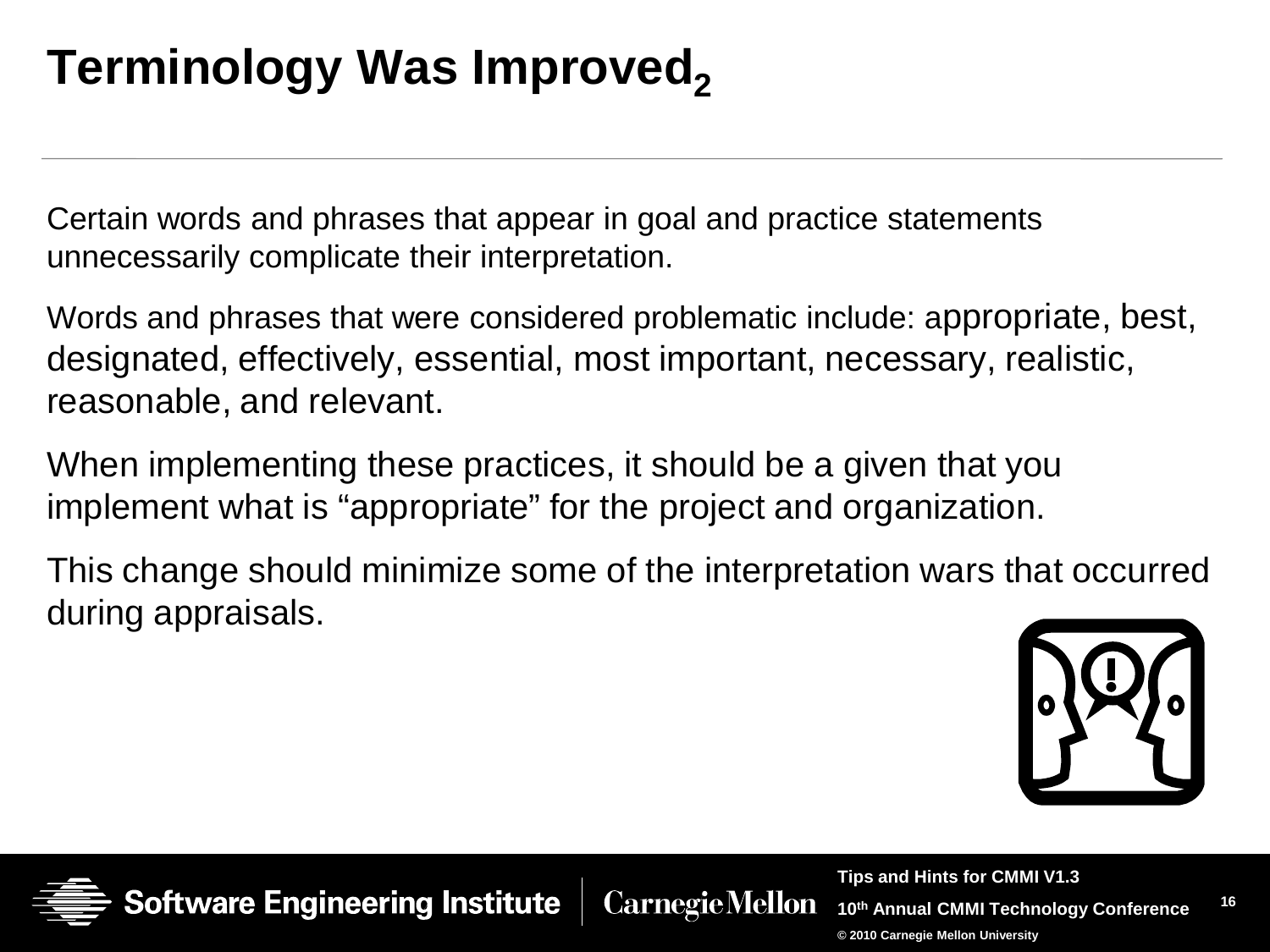# Terminology Was Improved$_2$

Certain words and phrases that appear in goal and practice statements unnecessarily complicate their interpretation.

Words and phrases that were considered problematic include: appropriate, best, designated, effectively, essential, most important, necessary, realistic, reasonable, and relevant.

When implementing these practices, it should be a given that you implement what is “appropriate” for the project and organization.

This change should minimize some of the interpretation wars that occurred during appraisals.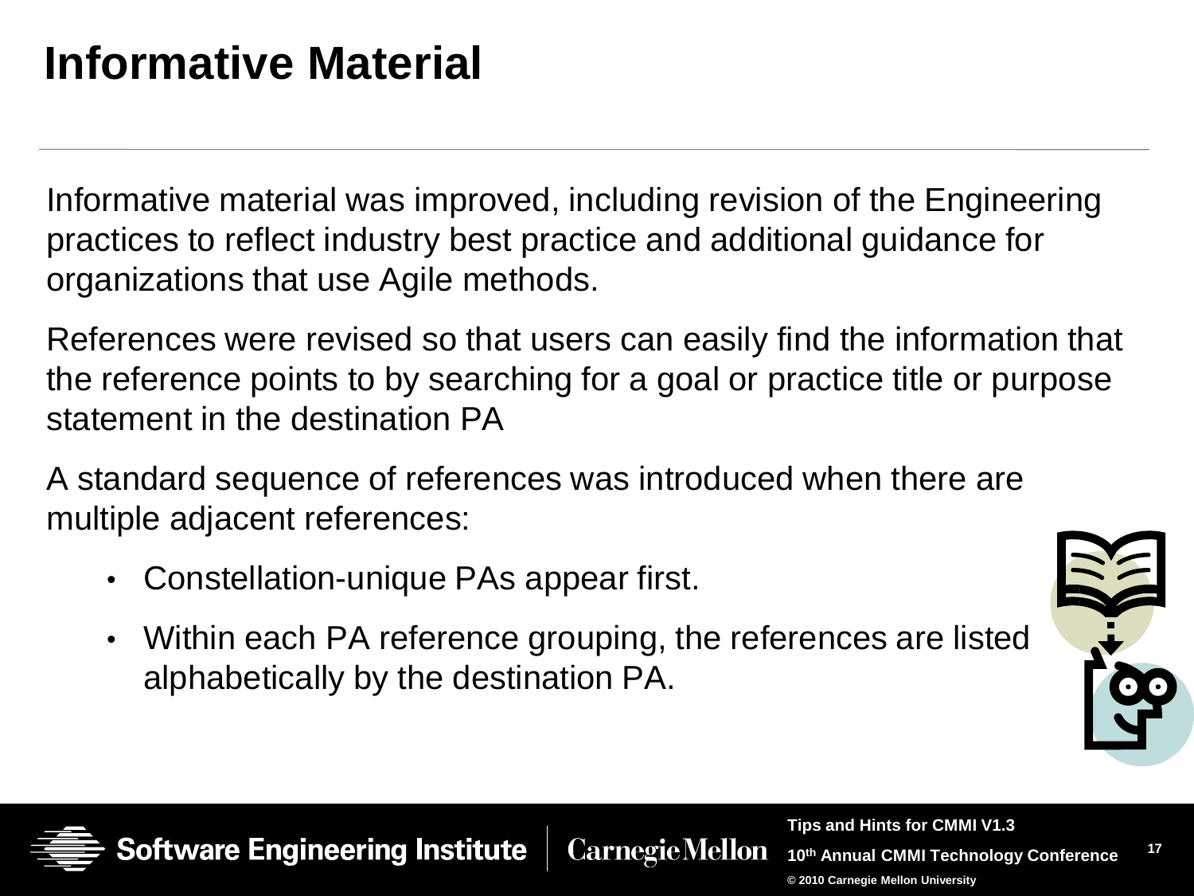# Informative Material

Informative material was improved, including revision of the Engineering practices to reflect industry best practice and additional guidance for organizations that use Agile methods.

References were revised so that users can easily find the information that the reference points to by searching for a goal or practice title or purpose statement in the destination PA

A standard sequence of references was introduced when there are multiple adjacent references:

- Constellation-unique PAs appear first.
- Within each PA reference grouping, the references are listed alphabetically by the destination PA.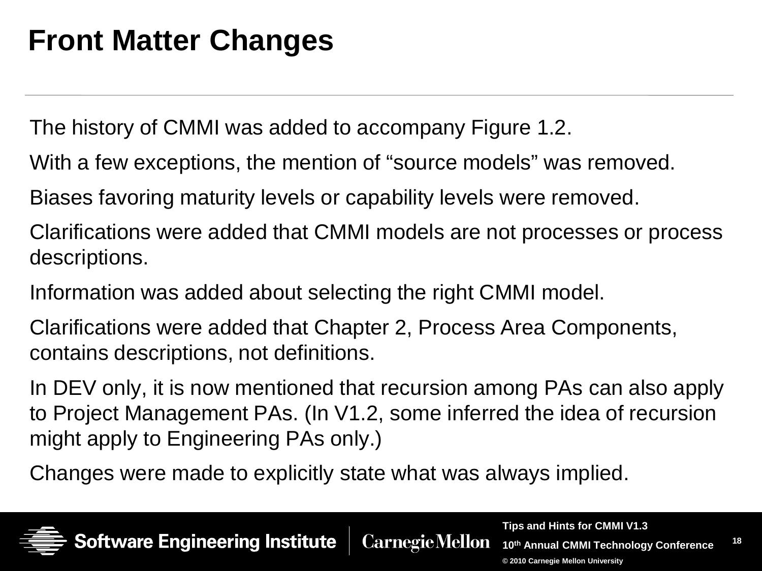# Front Matter Changes

The history of CMMI was added to accompany Figure 1.2.

With a few exceptions, the mention of "source models" was removed.

Biases favoring maturity levels or capability levels were removed.

Clarifications were added that CMMI models are not processes or process descriptions.

Information was added about selecting the right CMMI model.

Clarifications were added that Chapter 2, Process Area Components, contains descriptions, not definitions.

In DEV only, it is now mentioned that recursion among PAs can also apply to Project Management PAs. (In V1.2, some inferred the idea of recursion might apply to Engineering PAs only.)

Changes were made to explicitly state what was always implied.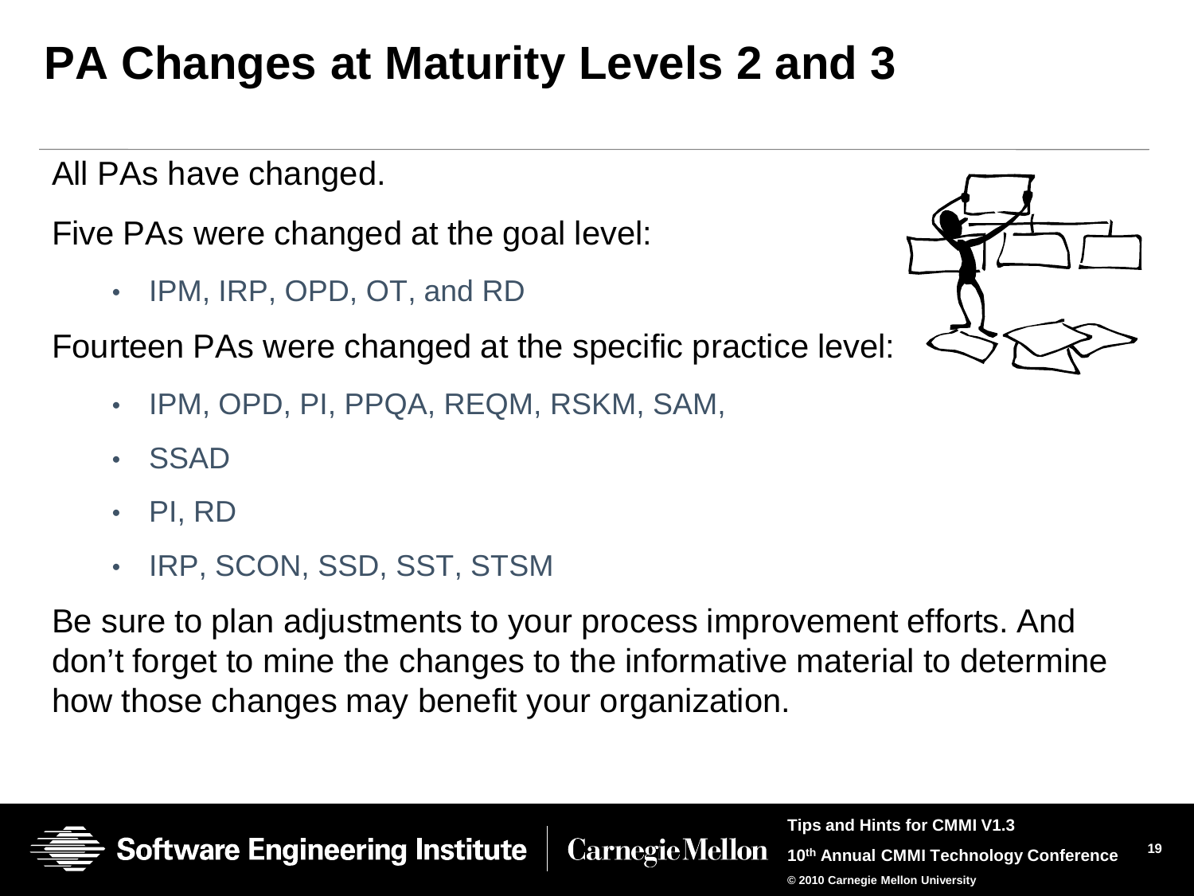# PA Changes at Maturity Levels 2 and 3

All PAs have changed.

Five PAs were changed at the goal level:

- IPM, IRP, OPD, OT, and RD

Fourteen PAs were changed at the specific practice level:

- IPM, OPD, PI, PPQA, REQM, RSKM, SAM,
- SSAD
- PI, RD
- IRP, SCON, SSD, SST, STSM

Be sure to plan adjustments to your process improvement efforts. And don't forget to mine the changes to the informative material to determine how those changes may benefit your organization.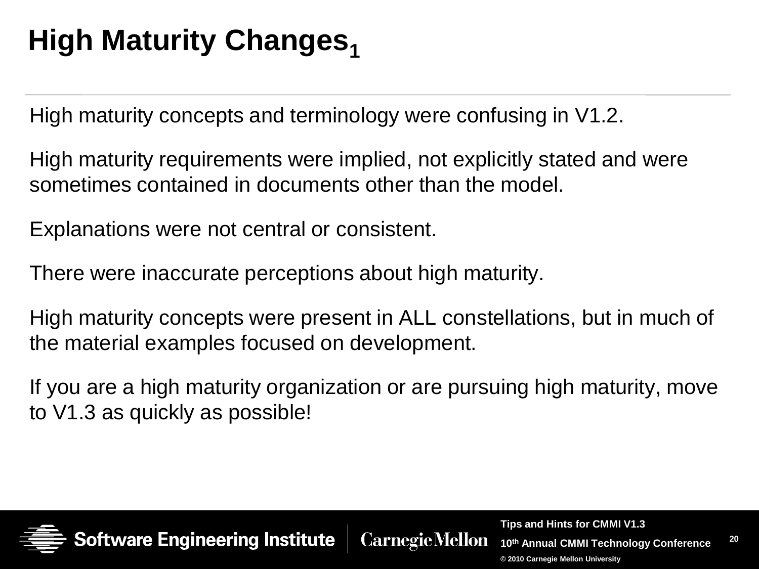# High Maturity Changes[1]

High maturity concepts and terminology were confusing in V1.2.

High maturity requirements were implied, not explicitly stated and were sometimes contained in documents other than the model.

Explanations were not central or consistent.

There were inaccurate perceptions about high maturity.

High maturity concepts were present in ALL constellations, but in much of the material examples focused on development.

If you are a high maturity organization or are pursuing high maturity, move to V1.3 as quickly as possible!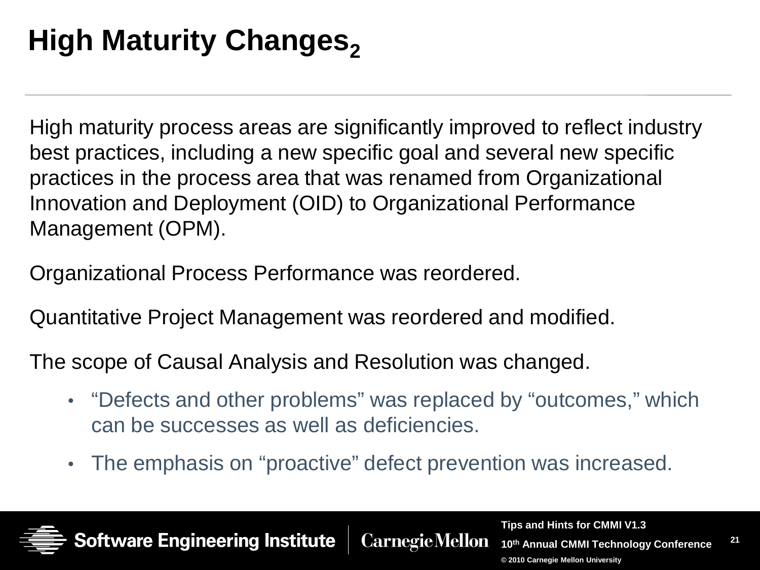# High Maturity Changes$_2$

High maturity process areas are significantly improved to reflect industry best practices, including a new specific goal and several new specific practices in the process area that was renamed from Organizational Innovation and Deployment (OID) to Organizational Performance Management (OPM).

Organizational Process Performance was reordered.

Quantitative Project Management was reordered and modified.

The scope of Causal Analysis and Resolution was changed.

- "Defects and other problems" was replaced by "outcomes," which can be successes as well as deficiencies.
- The emphasis on "proactive" defect prevention was increased.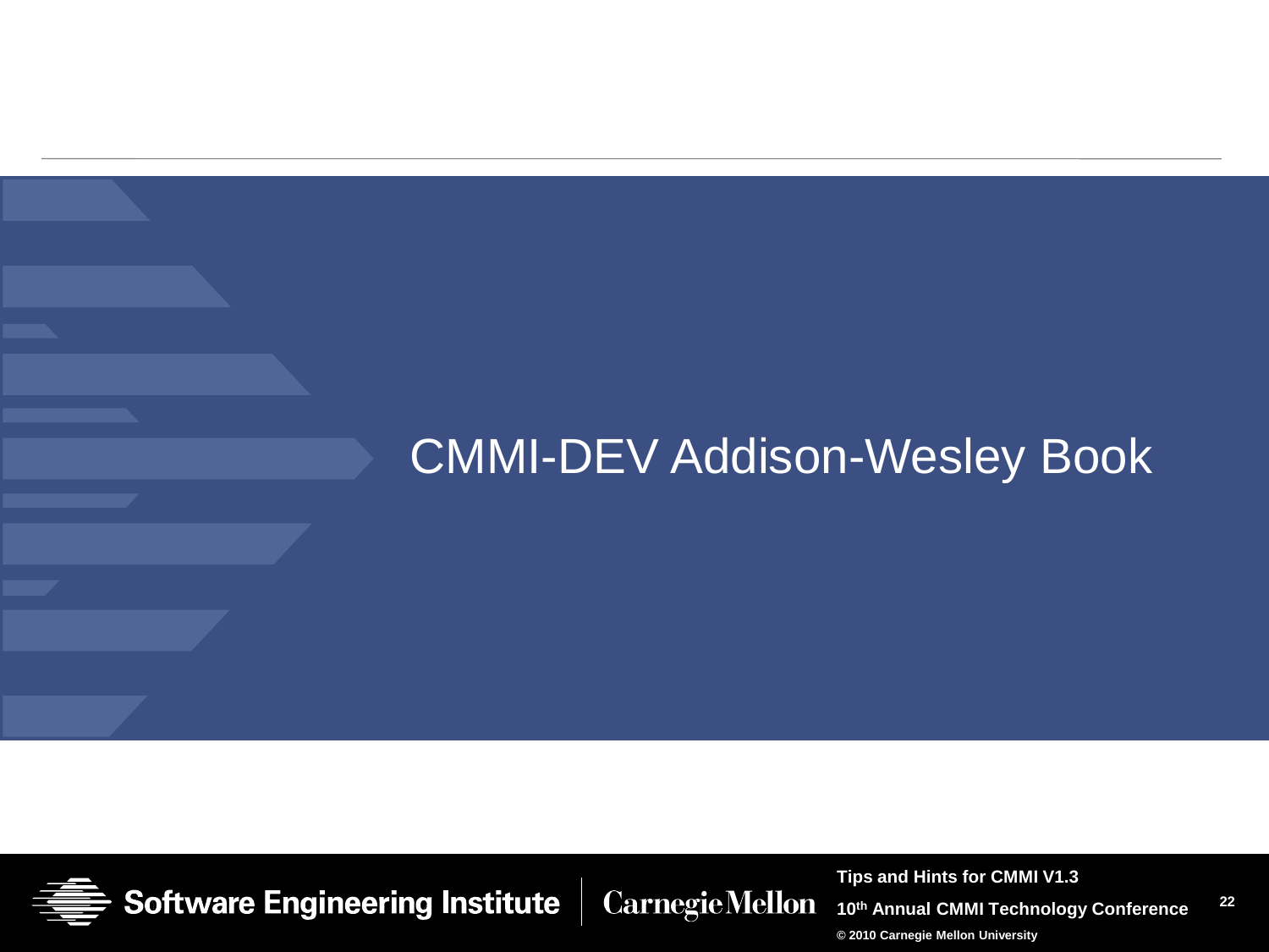# CMMI-DEV Addison-Wesley Book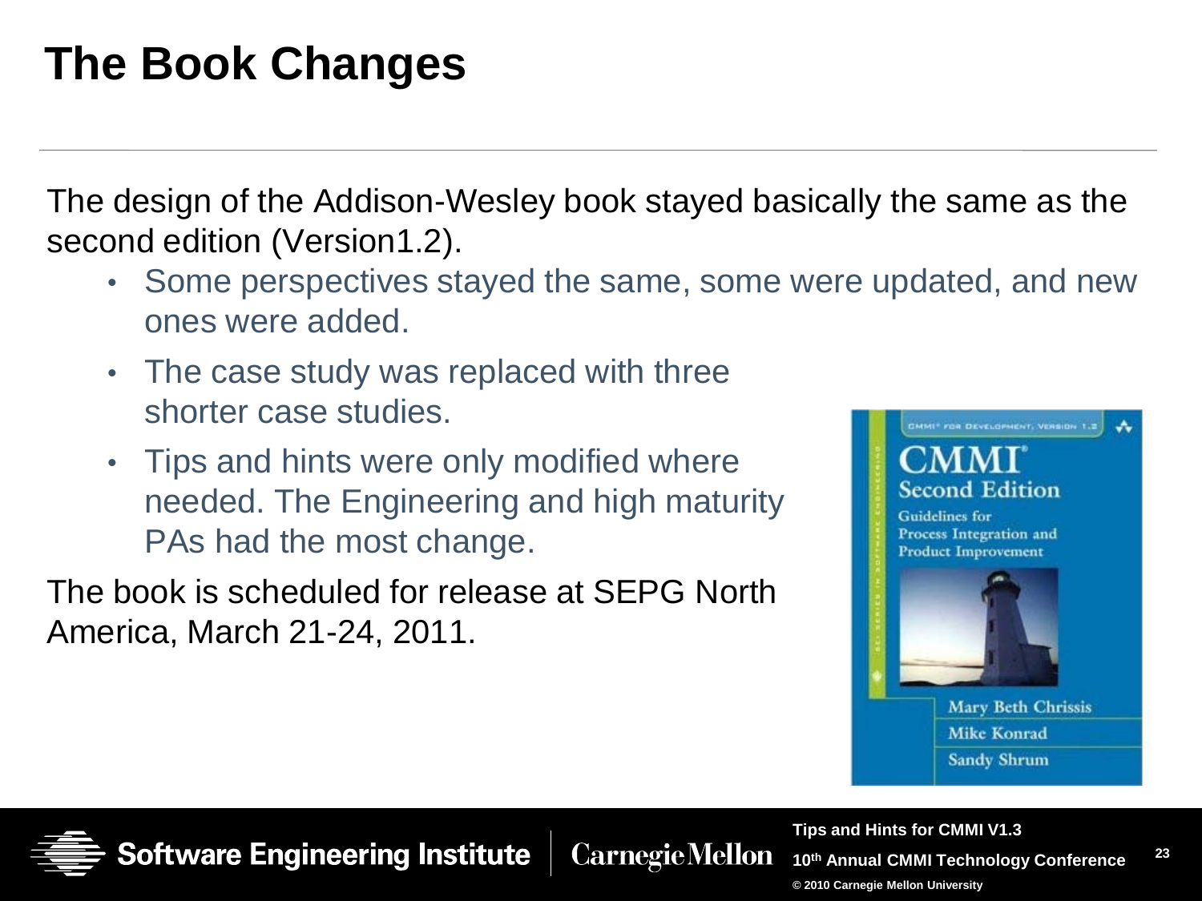# The Book Changes

The design of the Addison-Wesley book stayed basically the same as the second edition (Version1.2).

- Some perspectives stayed the same, some were updated, and new ones were added.
- The case study was replaced with three shorter case studies.
- Tips and hints were only modified where needed. The Engineering and high maturity PAs had the most change.

The book is scheduled for release at SEPG North America, March 21-24, 2011.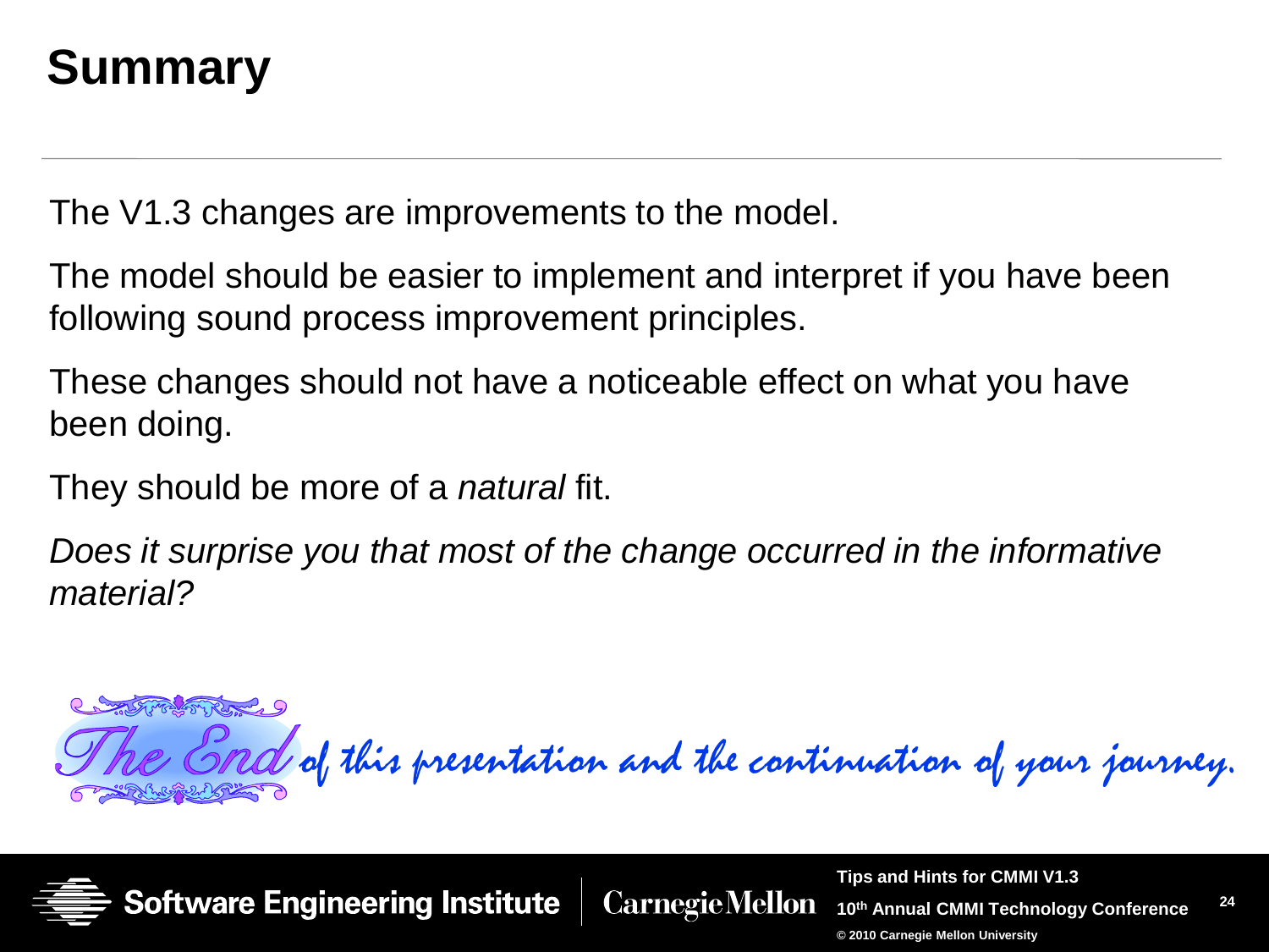# Summary

The V1.3 changes are improvements to the model.

The model should be easier to implement and interpret if you have been following sound process improvement principles.

These changes should not have a noticeable effect on what you have been doing.

They should be more of a *natural* fit.

*Does it surprise you that most of the change occurred in the informative material?*

*The End of this presentation and the continuation of your journey.*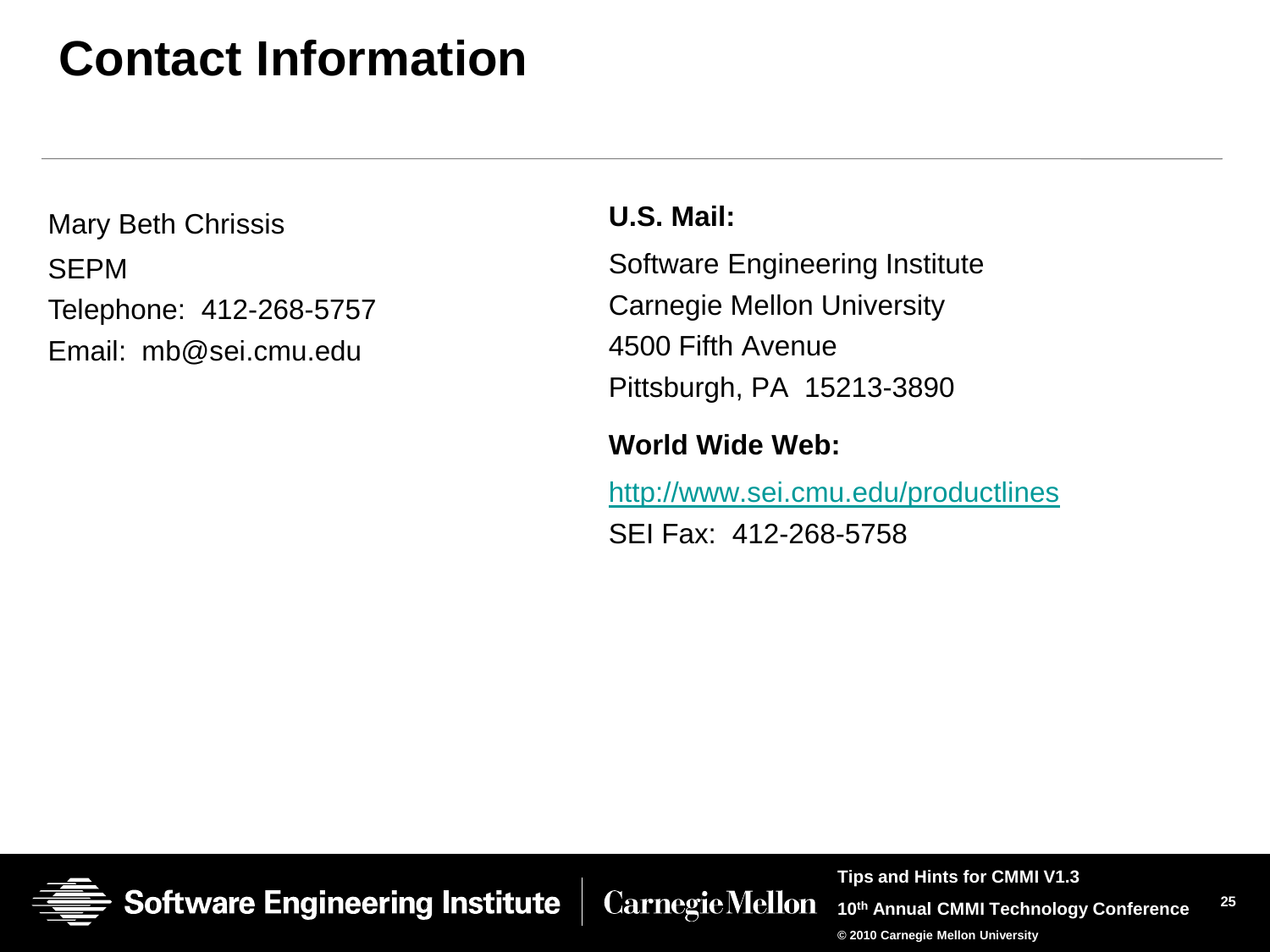# Contact Information

Mary Beth Chrissis

SEPM

Telephone: 412-268-5757

Email: mb@sei.cmu.edu

**U.S. Mail:**

Software Engineering Institute

Carnegie Mellon University

4500 Fifth Avenue

Pittsburgh, PA 15213-3890

**World Wide Web:**

http://www.sei.cmu.edu/productlines

SEI Fax: 412-268-5758